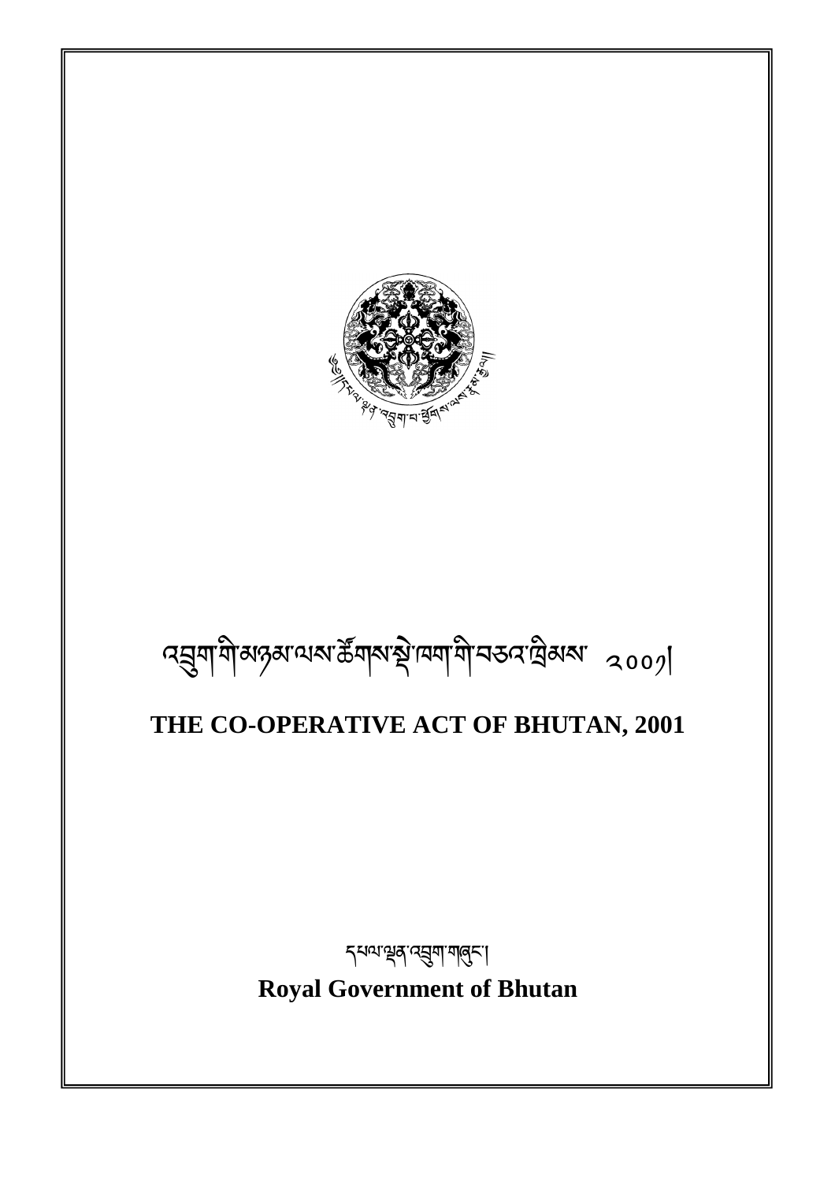# འབྲུག་གི་མཉམ་ལས་ཚོགས་སྡེ་ཁག་གི་བཅའ་ཁྲིམས་ ༢༠༠༡།

# THE CO-OPERATIVE ACT OF BHUTAN, 2001

དཔལ་ལྡན་འབྲུག་གཞུང་།

**Royal Government of Bhutan**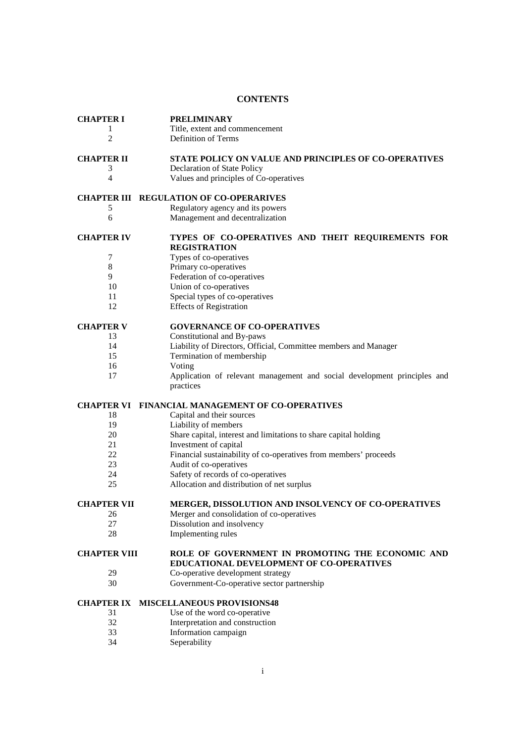# CONTENTS

| | |
|---|---|
| **CHAPTER I** | **PRELIMINARY** |
| 1 | Title, extent and commencement |
| 2 | Definition of Terms |
| **CHAPTER II** | **STATE POLICY ON VALUE AND PRINCIPLES OF CO-OPERATIVES** |
| 3 | Declaration of State Policy |
| 4 | Values and principles of Co-operatives |
| **CHAPTER III** | **REGULATION OF CO-OPERARIVES** |
| 5 | Regulatory agency and its powers |
| 6 | Management and decentralization |
| **CHAPTER IV** | **TYPES OF CO-OPERATIVES AND THEIT REQUIREMENTS FOR REGISTRATION** |
| 7 | Types of co-operatives |
| 8 | Primary co-operatives |
| 9 | Federation of co-operatives |
| 10 | Union of co-operatives |
| 11 | Special types of co-operatives |
| 12 | Effects of Registration |
| **CHAPTER V** | **GOVERNANCE OF CO-OPERATIVES** |
| 13 | Constitutional and By-paws |
| 14 | Liability of Directors, Official, Committee members and Manager |
| 15 | Termination of membership |
| 16 | Voting |
| 17 | Application of relevant management and social development principles and practices |
| **CHAPTER VI** | **FINANCIAL MANAGEMENT OF CO-OPERATIVES** |
| 18 | Capital and their sources |
| 19 | Liability of members |
| 20 | Share capital, interest and limitations to share capital holding |
| 21 | Investment of capital |
| 22 | Financial sustainability of co-operatives from members' proceeds |
| 23 | Audit of co-operatives |
| 24 | Safety of records of co-operatives |
| 25 | Allocation and distribution of net surplus |
| **CHAPTER VII** | **MERGER, DISSOLUTION AND INSOLVENCY OF CO-OPERATIVES** |
| 26 | Merger and consolidation of co-operatives |
| 27 | Dissolution and insolvency |
| 28 | Implementing rules |
| **CHAPTER VIII** | **ROLE OF GOVERNMENT IN PROMOTING THE ECONOMIC AND EDUCATIONAL DEVELOPMENT OF CO-OPERATIVES** |
| 29 | Co-operative development strategy |
| 30 | Government-Co-operative sector partnership |
| **CHAPTER IX** | **MISCELLANEOUS PROVISIONS48** |
| 31 | Use of the word co-operative |
| 32 | Interpretation and construction |
| 33 | Information campaign |
| 34 | Seperability |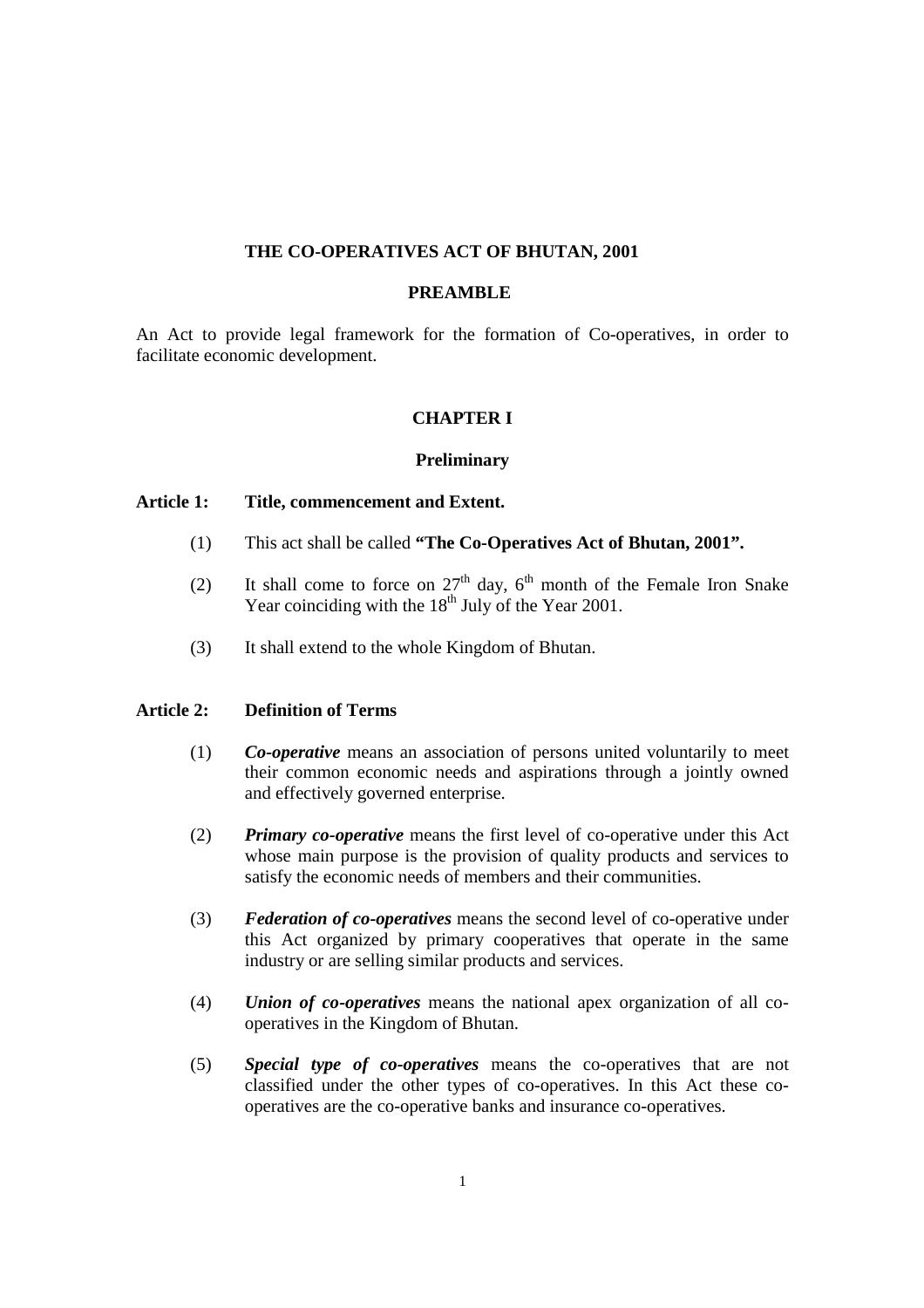# THE CO-OPERATIVES ACT OF BHUTAN, 2001

## PREAMBLE

An Act to provide legal framework for the formation of Co-operatives, in order to facilitate economic development.

## CHAPTER I

### Preliminary

**Article 1: Title, commencement and Extent.**

(1) This act shall be called **"The Co-Operatives Act of Bhutan, 2001".**

(2) It shall come to force on 27th day, 6th month of the Female Iron Snake Year coinciding with the 18th July of the Year 2001.

(3) It shall extend to the whole Kingdom of Bhutan.

**Article 2: Definition of Terms**

(1) ***Co-operative*** means an association of persons united voluntarily to meet their common economic needs and aspirations through a jointly owned and effectively governed enterprise.

(2) ***Primary co-operative*** means the first level of co-operative under this Act whose main purpose is the provision of quality products and services to satisfy the economic needs of members and their communities.

(3) ***Federation of co-operatives*** means the second level of co-operative under this Act organized by primary cooperatives that operate in the same industry or are selling similar products and services.

(4) ***Union of co-operatives*** means the national apex organization of all co-operatives in the Kingdom of Bhutan.

(5) ***Special type of co-operatives*** means the co-operatives that are not classified under the other types of co-operatives. In this Act these co-operatives are the co-operative banks and insurance co-operatives.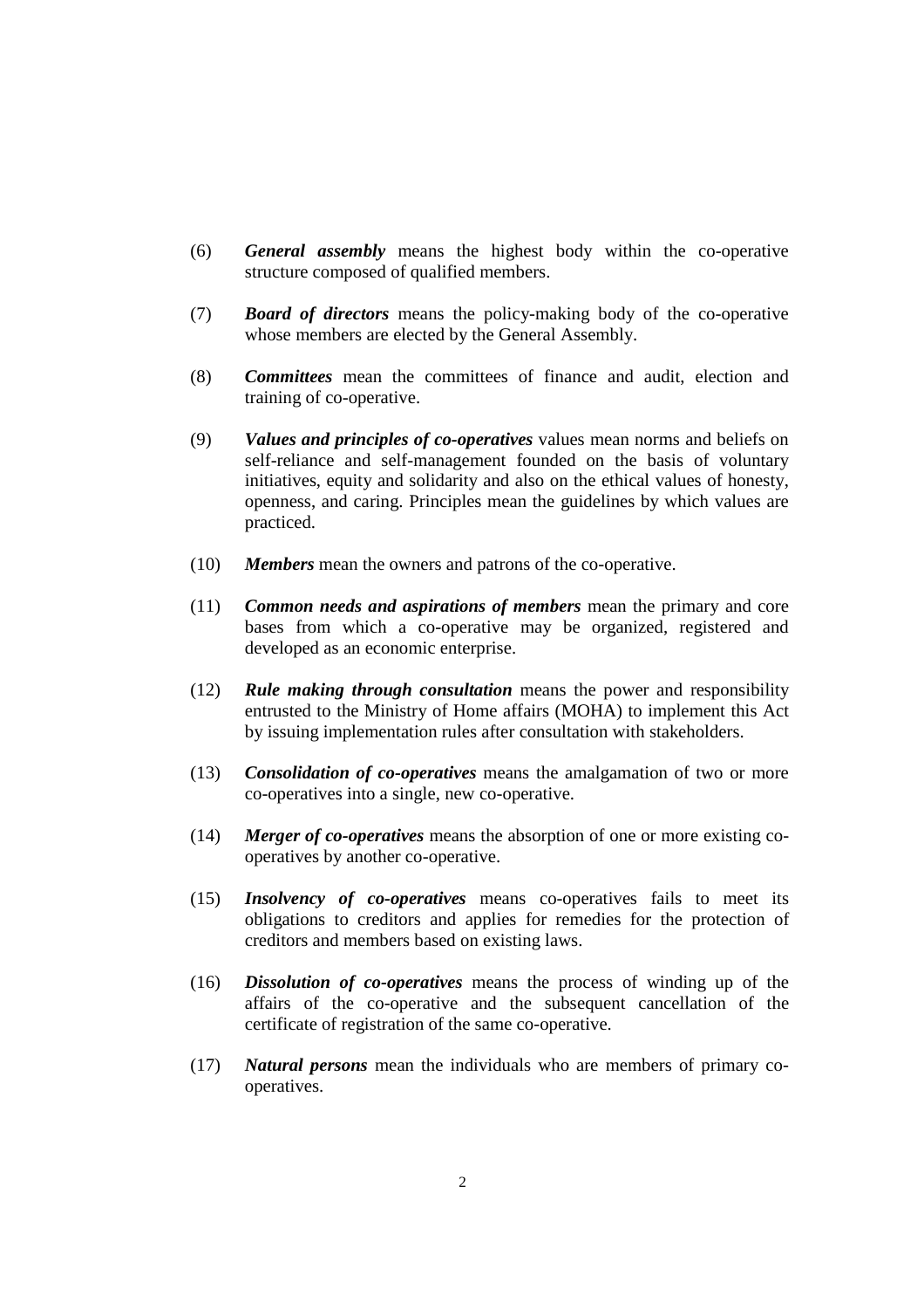(6) ***General assembly*** means the highest body within the co-operative structure composed of qualified members.

(7) ***Board of directors*** means the policy-making body of the co-operative whose members are elected by the General Assembly.

(8) ***Committees*** mean the committees of finance and audit, election and training of co-operative.

(9) ***Values and principles of co-operatives*** values mean norms and beliefs on self-reliance and self-management founded on the basis of voluntary initiatives, equity and solidarity and also on the ethical values of honesty, openness, and caring. Principles mean the guidelines by which values are practiced.

(10) ***Members*** mean the owners and patrons of the co-operative.

(11) ***Common needs and aspirations of members*** mean the primary and core bases from which a co-operative may be organized, registered and developed as an economic enterprise.

(12) ***Rule making through consultation*** means the power and responsibility entrusted to the Ministry of Home affairs (MOHA) to implement this Act by issuing implementation rules after consultation with stakeholders.

(13) ***Consolidation of co-operatives*** means the amalgamation of two or more co-operatives into a single, new co-operative.

(14) ***Merger of co-operatives*** means the absorption of one or more existing co-operatives by another co-operative.

(15) ***Insolvency of co-operatives*** means co-operatives fails to meet its obligations to creditors and applies for remedies for the protection of creditors and members based on existing laws.

(16) ***Dissolution of co-operatives*** means the process of winding up of the affairs of the co-operative and the subsequent cancellation of the certificate of registration of the same co-operative.

(17) ***Natural persons*** mean the individuals who are members of primary co-operatives.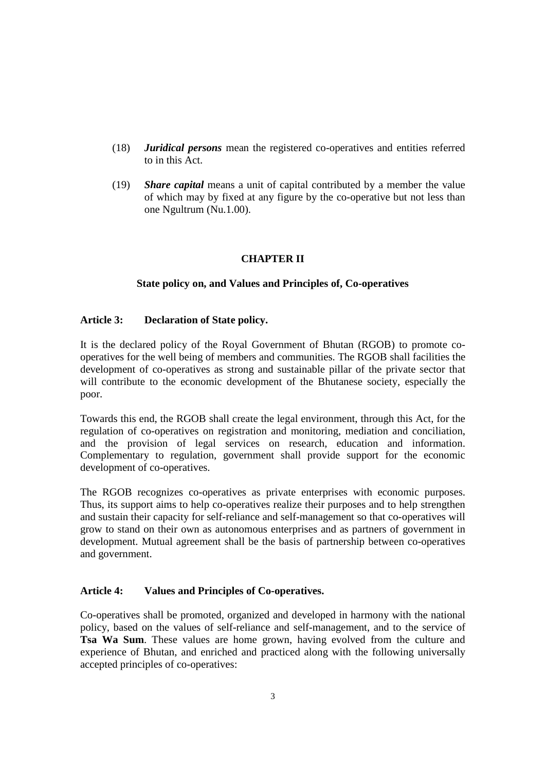(18) ***Juridical persons*** mean the registered co-operatives and entities referred to in this Act.

(19) ***Share capital*** means a unit of capital contributed by a member the value of which may by fixed at any figure by the co-operative but not less than one Ngultrum (Nu.1.00).

## CHAPTER II

### State policy on, and Values and Principles of, Co-operatives

**Article 3: Declaration of State policy.**

It is the declared policy of the Royal Government of Bhutan (RGOB) to promote co-operatives for the well being of members and communities. The RGOB shall facilities the development of co-operatives as strong and sustainable pillar of the private sector that will contribute to the economic development of the Bhutanese society, especially the poor.

Towards this end, the RGOB shall create the legal environment, through this Act, for the regulation of co-operatives on registration and monitoring, mediation and conciliation, and the provision of legal services on research, education and information. Complementary to regulation, government shall provide support for the economic development of co-operatives.

The RGOB recognizes co-operatives as private enterprises with economic purposes. Thus, its support aims to help co-operatives realize their purposes and to help strengthen and sustain their capacity for self-reliance and self-management so that co-operatives will grow to stand on their own as autonomous enterprises and as partners of government in development. Mutual agreement shall be the basis of partnership between co-operatives and government.

**Article 4: Values and Principles of Co-operatives.**

Co-operatives shall be promoted, organized and developed in harmony with the national policy, based on the values of self-reliance and self-management, and to the service of **Tsa Wa Sum**. These values are home grown, having evolved from the culture and experience of Bhutan, and enriched and practiced along with the following universally accepted principles of co-operatives: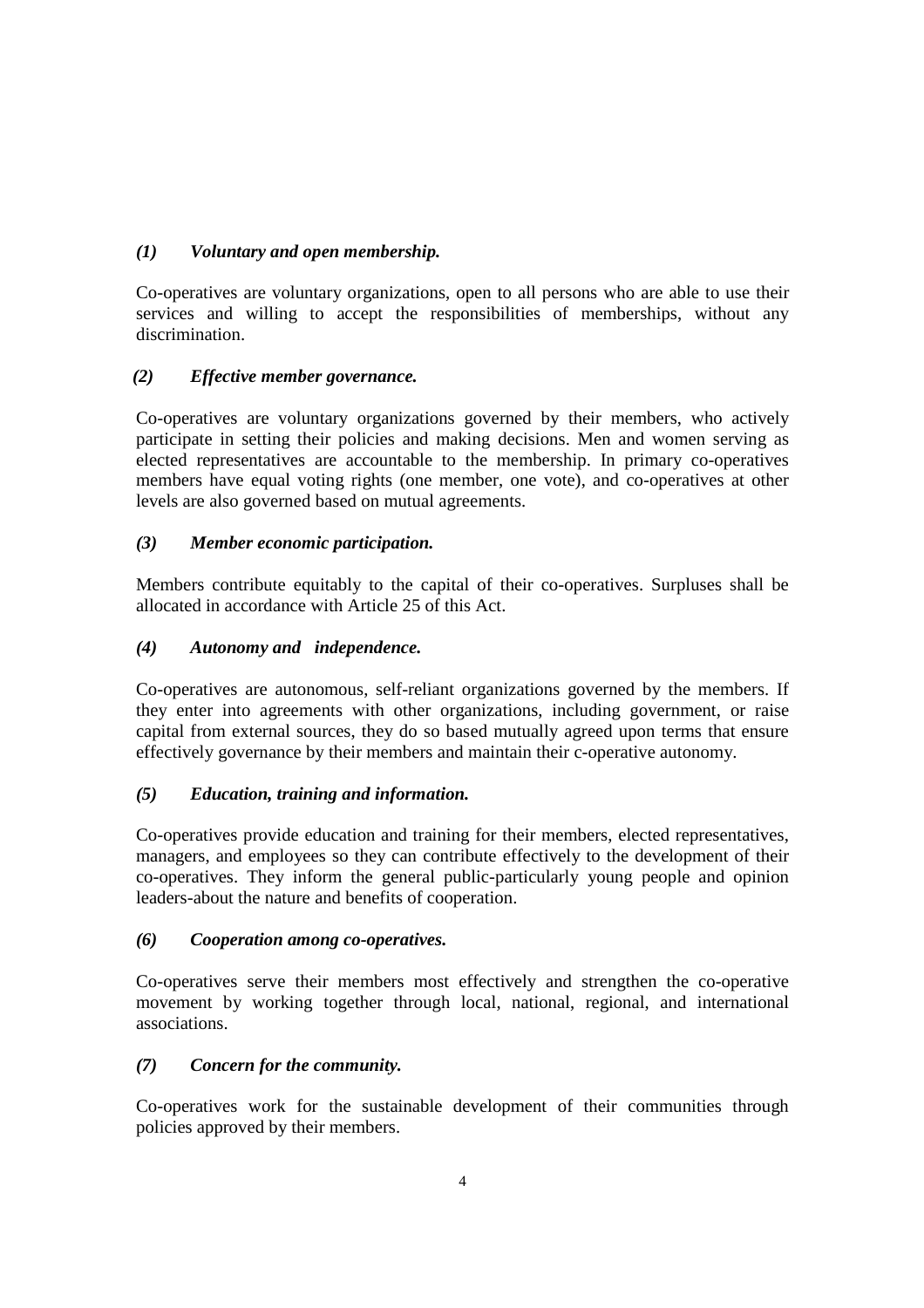*(1) Voluntary and open membership.*

Co-operatives are voluntary organizations, open to all persons who are able to use their services and willing to accept the responsibilities of memberships, without any discrimination.

*(2) Effective member governance.*

Co-operatives are voluntary organizations governed by their members, who actively participate in setting their policies and making decisions. Men and women serving as elected representatives are accountable to the membership. In primary co-operatives members have equal voting rights (one member, one vote), and co-operatives at other levels are also governed based on mutual agreements.

*(3) Member economic participation.*

Members contribute equitably to the capital of their co-operatives. Surpluses shall be allocated in accordance with Article 25 of this Act.

*(4) Autonomy and independence.*

Co-operatives are autonomous, self-reliant organizations governed by the members. If they enter into agreements with other organizations, including government, or raise capital from external sources, they do so based mutually agreed upon terms that ensure effectively governance by their members and maintain their c-operative autonomy.

*(5) Education, training and information.*

Co-operatives provide education and training for their members, elected representatives, managers, and employees so they can contribute effectively to the development of their co-operatives. They inform the general public-particularly young people and opinion leaders-about the nature and benefits of cooperation.

*(6) Cooperation among co-operatives.*

Co-operatives serve their members most effectively and strengthen the co-operative movement by working together through local, national, regional, and international associations.

*(7) Concern for the community.*

Co-operatives work for the sustainable development of their communities through policies approved by their members.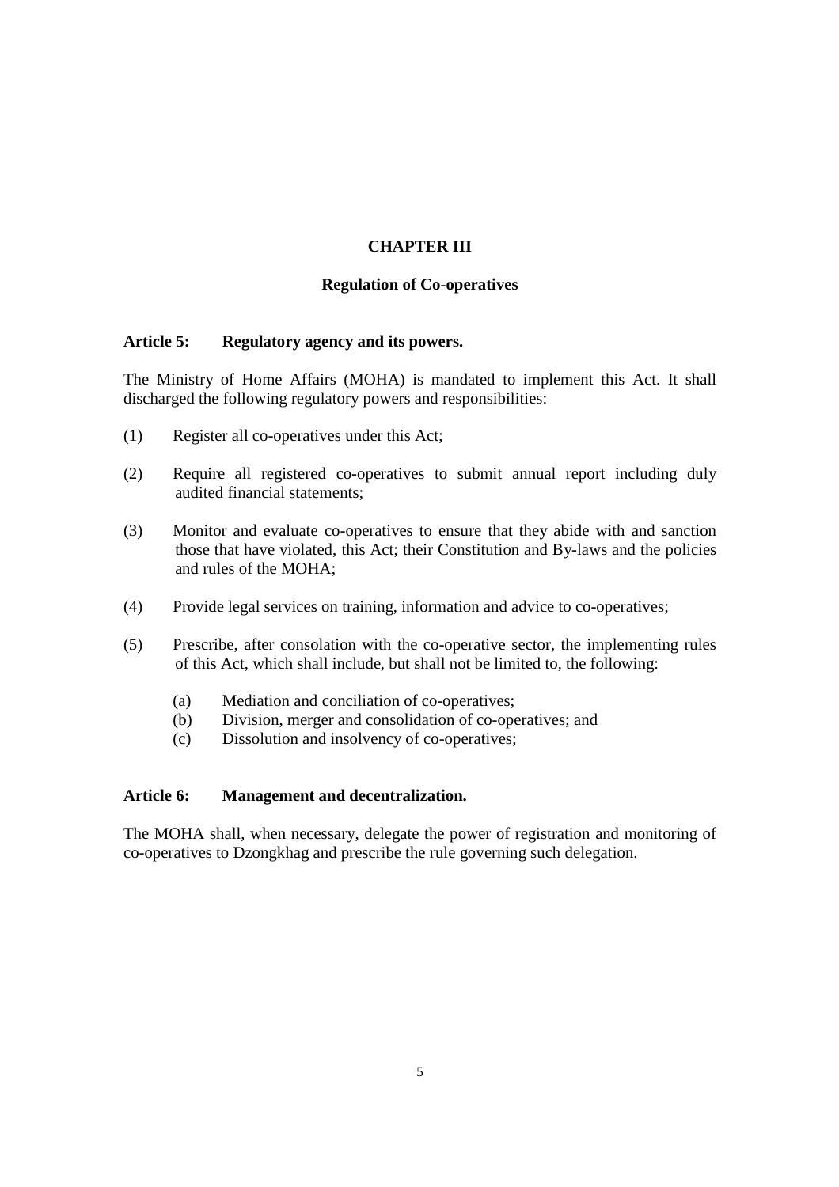## CHAPTER III

### Regulation of Co-operatives

**Article 5: Regulatory agency and its powers.**

The Ministry of Home Affairs (MOHA) is mandated to implement this Act. It shall discharged the following regulatory powers and responsibilities:

(1) Register all co-operatives under this Act;

(2) Require all registered co-operatives to submit annual report including duly audited financial statements;

(3) Monitor and evaluate co-operatives to ensure that they abide with and sanction those that have violated, this Act; their Constitution and By-laws and the policies and rules of the MOHA;

(4) Provide legal services on training, information and advice to co-operatives;

(5) Prescribe, after consolation with the co-operative sector, the implementing rules of this Act, which shall include, but shall not be limited to, the following:

   (a) Mediation and conciliation of co-operatives;
   (b) Division, merger and consolidation of co-operatives; and
   (c) Dissolution and insolvency of co-operatives;

**Article 6: Management and decentralization.**

The MOHA shall, when necessary, delegate the power of registration and monitoring of co-operatives to Dzongkhag and prescribe the rule governing such delegation.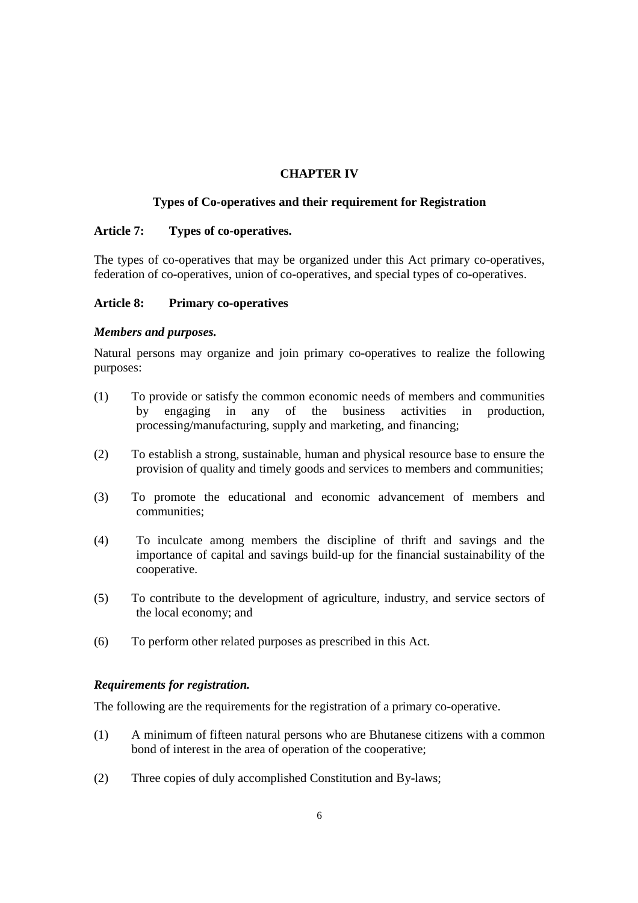## CHAPTER IV

## Types of Co-operatives and their requirement for Registration

### Article 7: Types of co-operatives.

The types of co-operatives that may be organized under this Act primary co-operatives, federation of co-operatives, union of co-operatives, and special types of co-operatives.

### Article 8: Primary co-operatives

***Members and purposes.***

Natural persons may organize and join primary co-operatives to realize the following purposes:

(1) To provide or satisfy the common economic needs of members and communities by engaging in any of the business activities in production, processing/manufacturing, supply and marketing, and financing;

(2) To establish a strong, sustainable, human and physical resource base to ensure the provision of quality and timely goods and services to members and communities;

(3) To promote the educational and economic advancement of members and communities;

(4) To inculcate among members the discipline of thrift and savings and the importance of capital and savings build-up for the financial sustainability of the cooperative.

(5) To contribute to the development of agriculture, industry, and service sectors of the local economy; and

(6) To perform other related purposes as prescribed in this Act.

***Requirements for registration.***

The following are the requirements for the registration of a primary co-operative.

(1) A minimum of fifteen natural persons who are Bhutanese citizens with a common bond of interest in the area of operation of the cooperative;

(2) Three copies of duly accomplished Constitution and By-laws;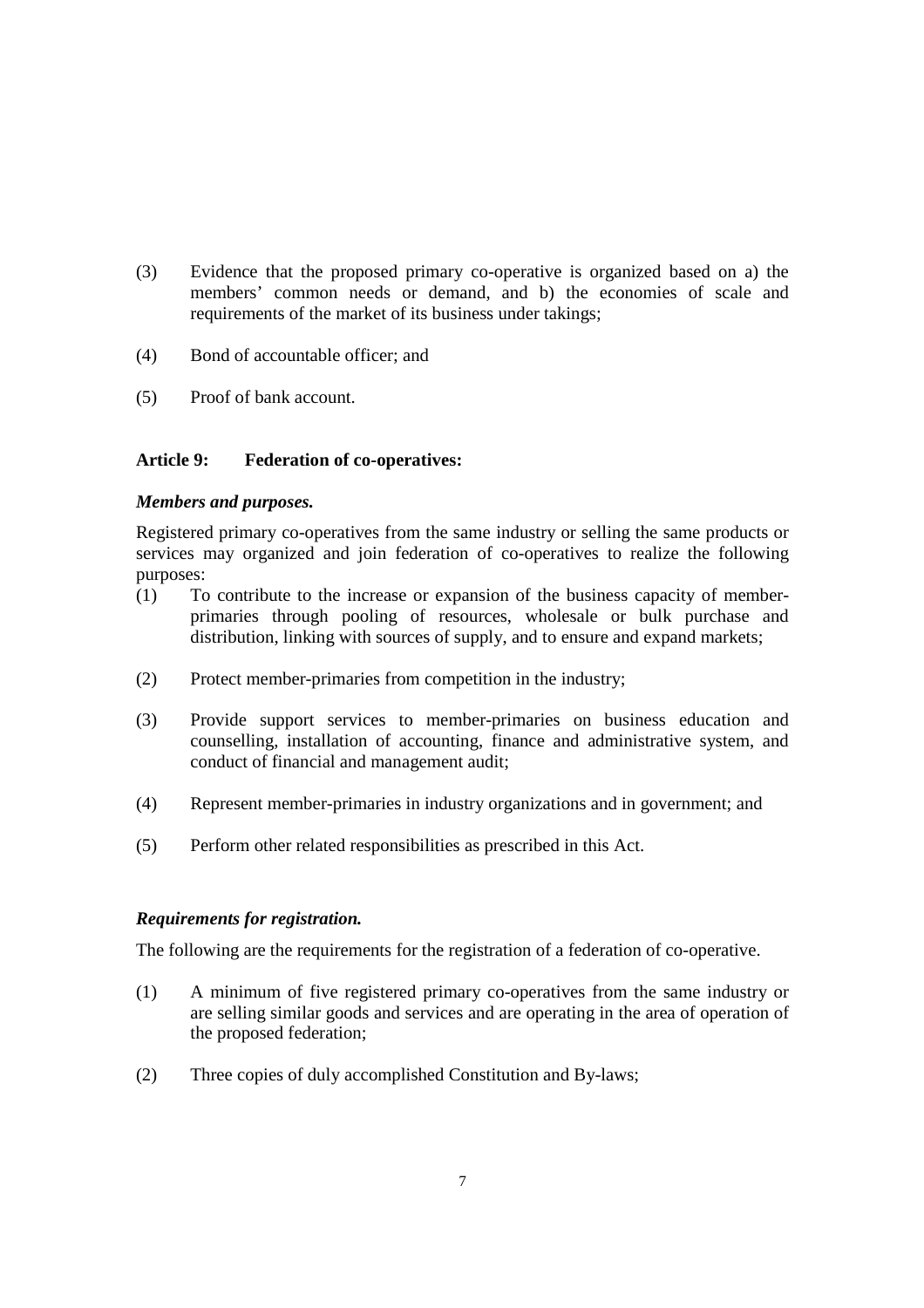(3) Evidence that the proposed primary co-operative is organized based on a) the members' common needs or demand, and b) the economies of scale and requirements of the market of its business under takings;

(4) Bond of accountable officer; and

(5) Proof of bank account.

**Article 9: Federation of co-operatives:**

***Members and purposes.***

Registered primary co-operatives from the same industry or selling the same products or services may organized and join federation of co-operatives to realize the following purposes:

(1) To contribute to the increase or expansion of the business capacity of member-primaries through pooling of resources, wholesale or bulk purchase and distribution, linking with sources of supply, and to ensure and expand markets;

(2) Protect member-primaries from competition in the industry;

(3) Provide support services to member-primaries on business education and counselling, installation of accounting, finance and administrative system, and conduct of financial and management audit;

(4) Represent member-primaries in industry organizations and in government; and

(5) Perform other related responsibilities as prescribed in this Act.

***Requirements for registration.***

The following are the requirements for the registration of a federation of co-operative.

(1) A minimum of five registered primary co-operatives from the same industry or are selling similar goods and services and are operating in the area of operation of the proposed federation;

(2) Three copies of duly accomplished Constitution and By-laws;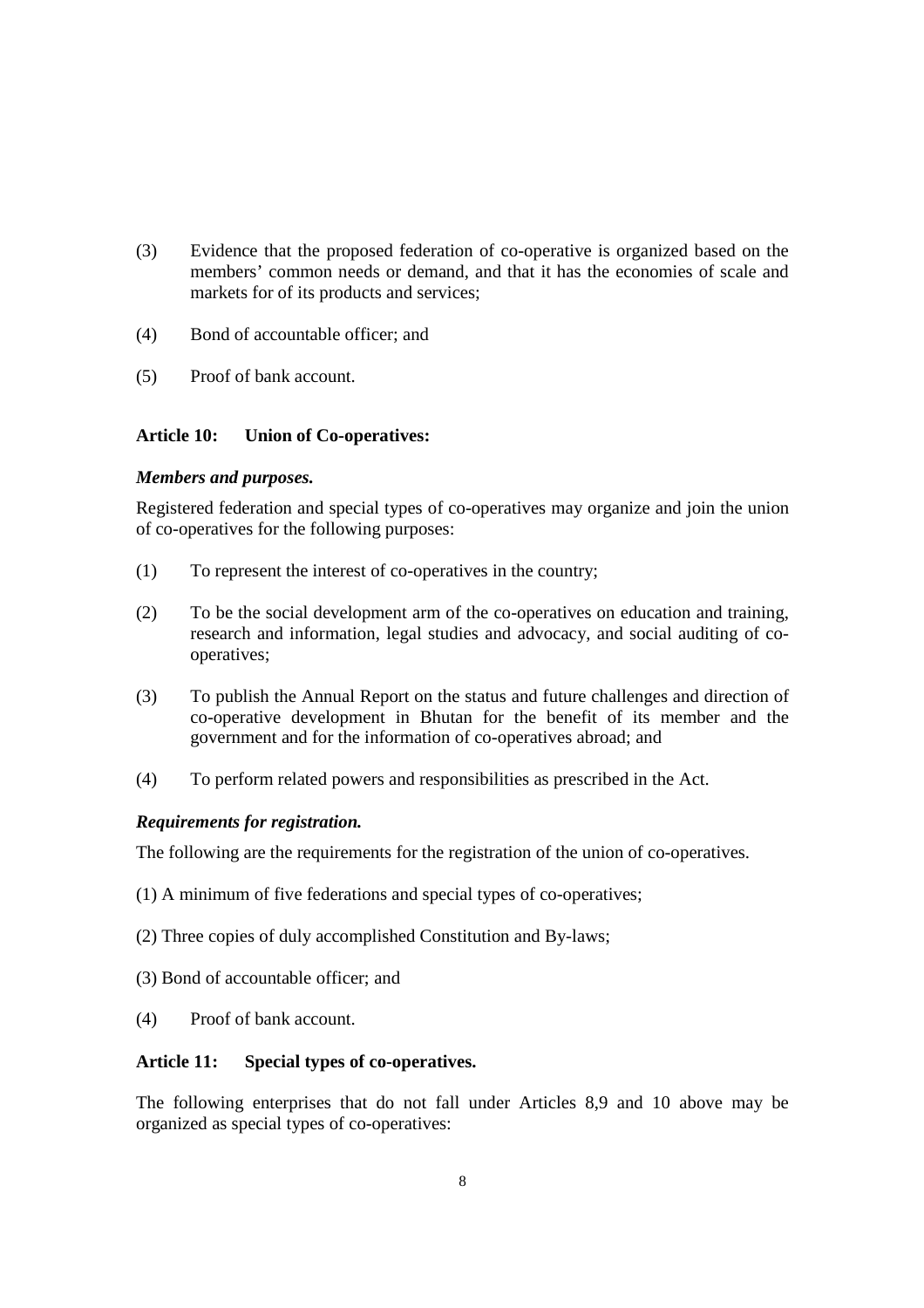(3) Evidence that the proposed federation of co-operative is organized based on the members' common needs or demand, and that it has the economies of scale and markets for of its products and services;

(4) Bond of accountable officer; and

(5) Proof of bank account.

### Article 10: Union of Co-operatives:

***Members and purposes.***

Registered federation and special types of co-operatives may organize and join the union of co-operatives for the following purposes:

(1) To represent the interest of co-operatives in the country;

(2) To be the social development arm of the co-operatives on education and training, research and information, legal studies and advocacy, and social auditing of co-operatives;

(3) To publish the Annual Report on the status and future challenges and direction of co-operative development in Bhutan for the benefit of its member and the government and for the information of co-operatives abroad; and

(4) To perform related powers and responsibilities as prescribed in the Act.

***Requirements for registration.***

The following are the requirements for the registration of the union of co-operatives.

(1) A minimum of five federations and special types of co-operatives;

(2) Three copies of duly accomplished Constitution and By-laws;

(3) Bond of accountable officer; and

(4) Proof of bank account.

### Article 11: Special types of co-operatives.

The following enterprises that do not fall under Articles 8,9 and 10 above may be organized as special types of co-operatives: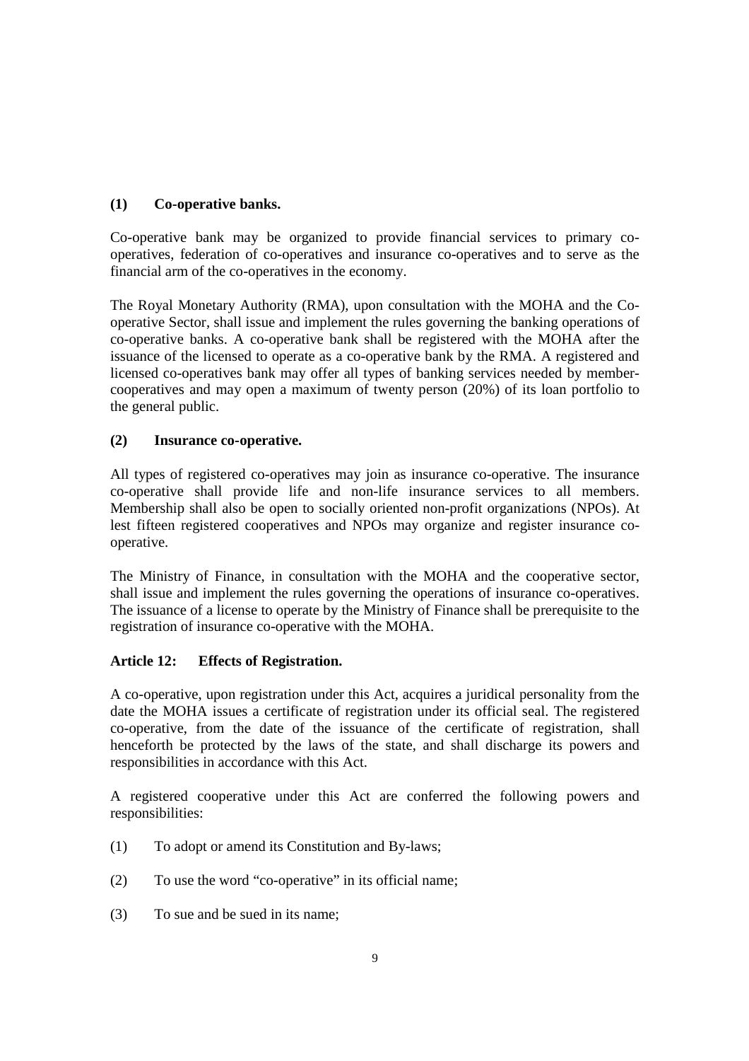**(1) Co-operative banks.**

Co-operative bank may be organized to provide financial services to primary co-operatives, federation of co-operatives and insurance co-operatives and to serve as the financial arm of the co-operatives in the economy.

The Royal Monetary Authority (RMA), upon consultation with the MOHA and the Co-operative Sector, shall issue and implement the rules governing the banking operations of co-operative banks. A co-operative bank shall be registered with the MOHA after the issuance of the licensed to operate as a co-operative bank by the RMA. A registered and licensed co-operatives bank may offer all types of banking services needed by member-cooperatives and may open a maximum of twenty person (20%) of its loan portfolio to the general public.

**(2) Insurance co-operative.**

All types of registered co-operatives may join as insurance co-operative. The insurance co-operative shall provide life and non-life insurance services to all members. Membership shall also be open to socially oriented non-profit organizations (NPOs). At lest fifteen registered cooperatives and NPOs may organize and register insurance co-operative.

The Ministry of Finance, in consultation with the MOHA and the cooperative sector, shall issue and implement the rules governing the operations of insurance co-operatives. The issuance of a license to operate by the Ministry of Finance shall be prerequisite to the registration of insurance co-operative with the MOHA.

**Article 12: Effects of Registration.**

A co-operative, upon registration under this Act, acquires a juridical personality from the date the MOHA issues a certificate of registration under its official seal. The registered co-operative, from the date of the issuance of the certificate of registration, shall henceforth be protected by the laws of the state, and shall discharge its powers and responsibilities in accordance with this Act.

A registered cooperative under this Act are conferred the following powers and responsibilities:

(1) To adopt or amend its Constitution and By-laws;

(2) To use the word "co-operative" in its official name;

(3) To sue and be sued in its name;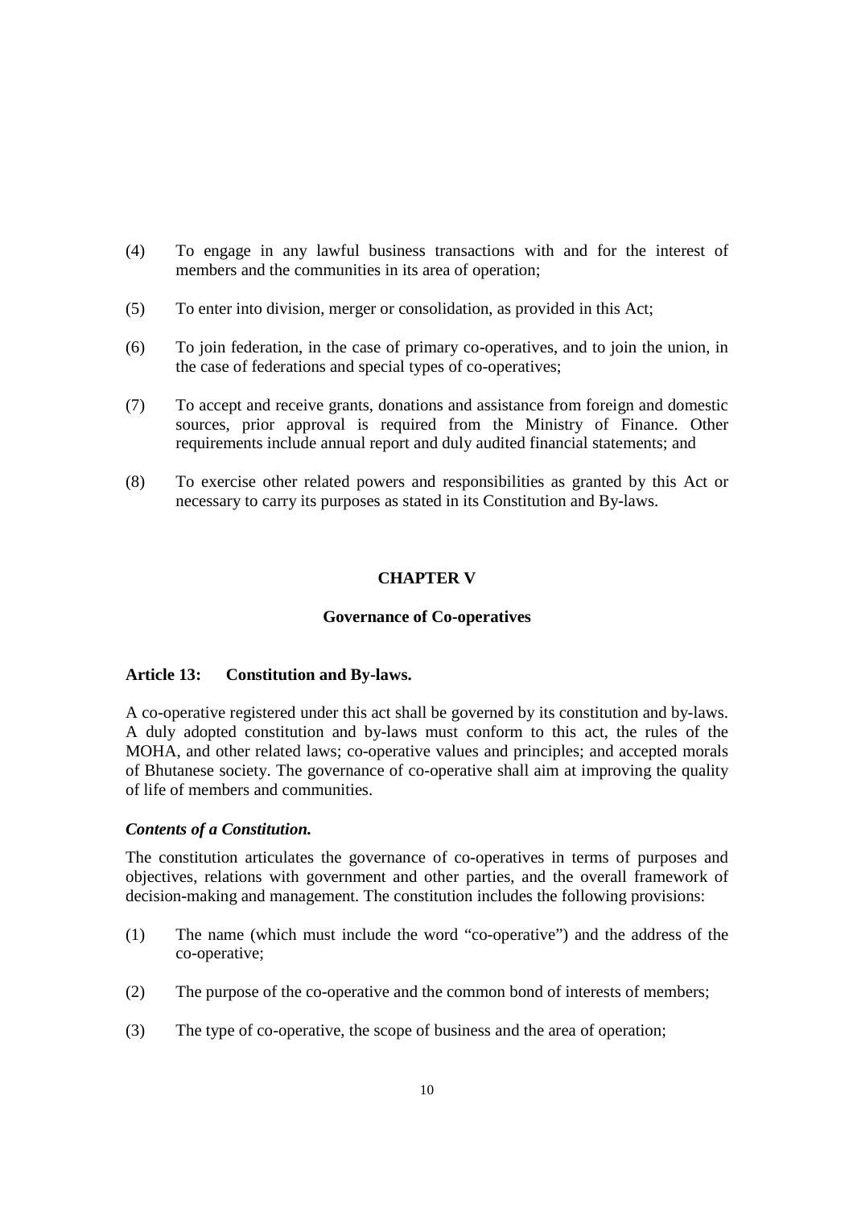(4) To engage in any lawful business transactions with and for the interest of members and the communities in its area of operation;

(5) To enter into division, merger or consolidation, as provided in this Act;

(6) To join federation, in the case of primary co-operatives, and to join the union, in the case of federations and special types of co-operatives;

(7) To accept and receive grants, donations and assistance from foreign and domestic sources, prior approval is required from the Ministry of Finance. Other requirements include annual report and duly audited financial statements; and

(8) To exercise other related powers and responsibilities as granted by this Act or necessary to carry its purposes as stated in its Constitution and By-laws.

## CHAPTER V

### Governance of Co-operatives

**Article 13: Constitution and By-laws.**

A co-operative registered under this act shall be governed by its constitution and by-laws. A duly adopted constitution and by-laws must conform to this act, the rules of the MOHA, and other related laws; co-operative values and principles; and accepted morals of Bhutanese society. The governance of co-operative shall aim at improving the quality of life of members and communities.

***Contents of a Constitution.***

The constitution articulates the governance of co-operatives in terms of purposes and objectives, relations with government and other parties, and the overall framework of decision-making and management. The constitution includes the following provisions:

(1) The name (which must include the word "co-operative") and the address of the co-operative;

(2) The purpose of the co-operative and the common bond of interests of members;

(3) The type of co-operative, the scope of business and the area of operation;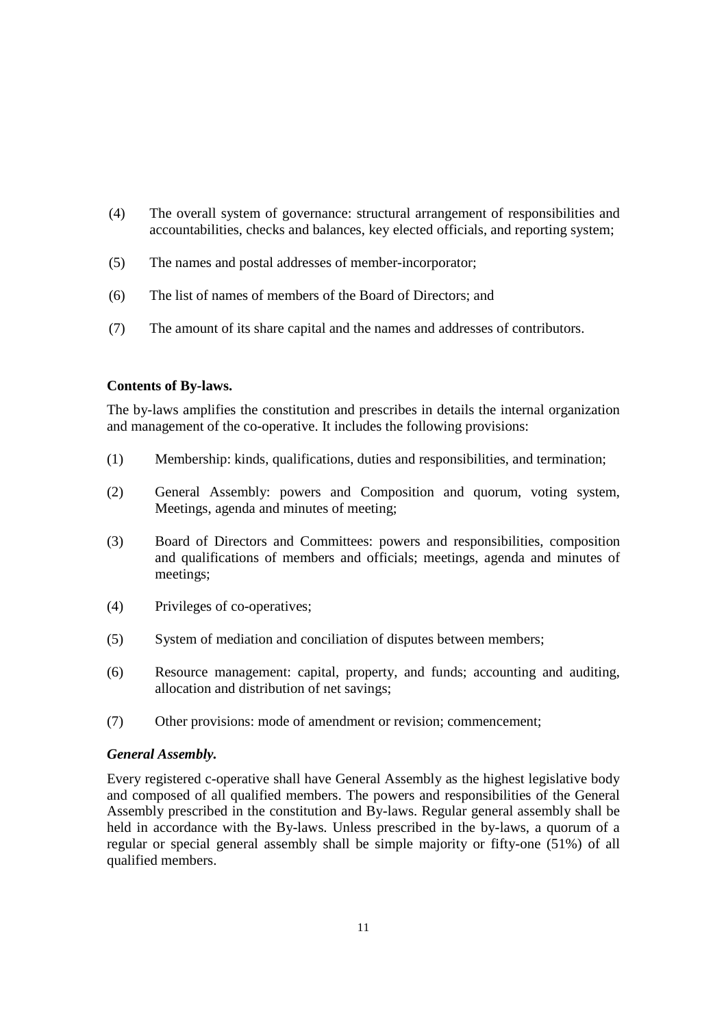(4) The overall system of governance: structural arrangement of responsibilities and accountabilities, checks and balances, key elected officials, and reporting system;

(5) The names and postal addresses of member-incorporator;

(6) The list of names of members of the Board of Directors; and

(7) The amount of its share capital and the names and addresses of contributors.

**Contents of By-laws.**

The by-laws amplifies the constitution and prescribes in details the internal organization and management of the co-operative. It includes the following provisions:

(1) Membership: kinds, qualifications, duties and responsibilities, and termination;

(2) General Assembly: powers and Composition and quorum, voting system, Meetings, agenda and minutes of meeting;

(3) Board of Directors and Committees: powers and responsibilities, composition and qualifications of members and officials; meetings, agenda and minutes of meetings;

(4) Privileges of co-operatives;

(5) System of mediation and conciliation of disputes between members;

(6) Resource management: capital, property, and funds; accounting and auditing, allocation and distribution of net savings;

(7) Other provisions: mode of amendment or revision; commencement;

***General Assembly.***

Every registered c-operative shall have General Assembly as the highest legislative body and composed of all qualified members. The powers and responsibilities of the General Assembly prescribed in the constitution and By-laws. Regular general assembly shall be held in accordance with the By-laws. Unless prescribed in the by-laws, a quorum of a regular or special general assembly shall be simple majority or fifty-one (51%) of all qualified members.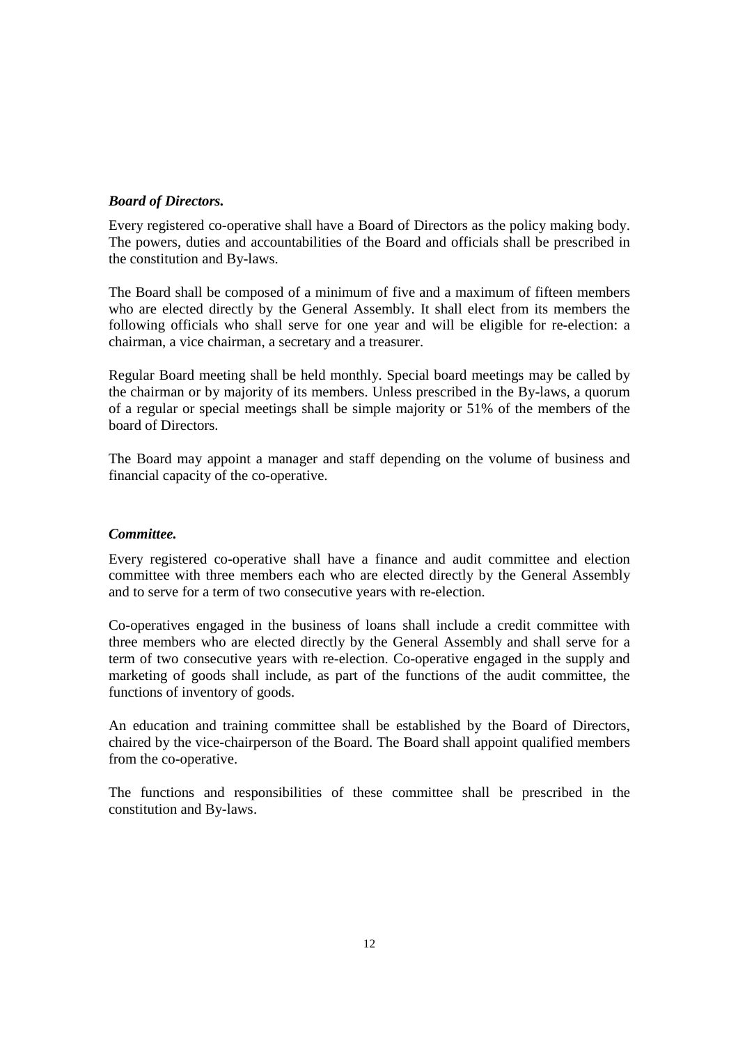***Board of Directors.***

Every registered co-operative shall have a Board of Directors as the policy making body. The powers, duties and accountabilities of the Board and officials shall be prescribed in the constitution and By-laws.

The Board shall be composed of a minimum of five and a maximum of fifteen members who are elected directly by the General Assembly. It shall elect from its members the following officials who shall serve for one year and will be eligible for re-election: a chairman, a vice chairman, a secretary and a treasurer.

Regular Board meeting shall be held monthly. Special board meetings may be called by the chairman or by majority of its members. Unless prescribed in the By-laws, a quorum of a regular or special meetings shall be simple majority or 51% of the members of the board of Directors.

The Board may appoint a manager and staff depending on the volume of business and financial capacity of the co-operative.

***Committee.***

Every registered co-operative shall have a finance and audit committee and election committee with three members each who are elected directly by the General Assembly and to serve for a term of two consecutive years with re-election.

Co-operatives engaged in the business of loans shall include a credit committee with three members who are elected directly by the General Assembly and shall serve for a term of two consecutive years with re-election. Co-operative engaged in the supply and marketing of goods shall include, as part of the functions of the audit committee, the functions of inventory of goods.

An education and training committee shall be established by the Board of Directors, chaired by the vice-chairperson of the Board. The Board shall appoint qualified members from the co-operative.

The functions and responsibilities of these committee shall be prescribed in the constitution and By-laws.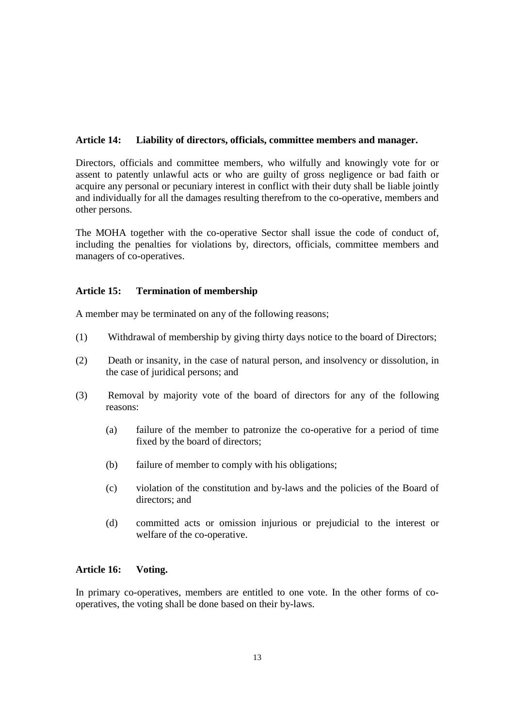**Article 14: Liability of directors, officials, committee members and manager.**

Directors, officials and committee members, who wilfully and knowingly vote for or assent to patently unlawful acts or who are guilty of gross negligence or bad faith or acquire any personal or pecuniary interest in conflict with their duty shall be liable jointly and individually for all the damages resulting therefrom to the co-operative, members and other persons.

The MOHA together with the co-operative Sector shall issue the code of conduct of, including the penalties for violations by, directors, officials, committee members and managers of co-operatives.

**Article 15: Termination of membership**

A member may be terminated on any of the following reasons;

(1) Withdrawal of membership by giving thirty days notice to the board of Directors;

(2) Death or insanity, in the case of natural person, and insolvency or dissolution, in the case of juridical persons; and

(3) Removal by majority vote of the board of directors for any of the following reasons:

  (a) failure of the member to patronize the co-operative for a period of time fixed by the board of directors;

  (b) failure of member to comply with his obligations;

  (c) violation of the constitution and by-laws and the policies of the Board of directors; and

  (d) committed acts or omission injurious or prejudicial to the interest or welfare of the co-operative.

**Article 16: Voting.**

In primary co-operatives, members are entitled to one vote. In the other forms of co-operatives, the voting shall be done based on their by-laws.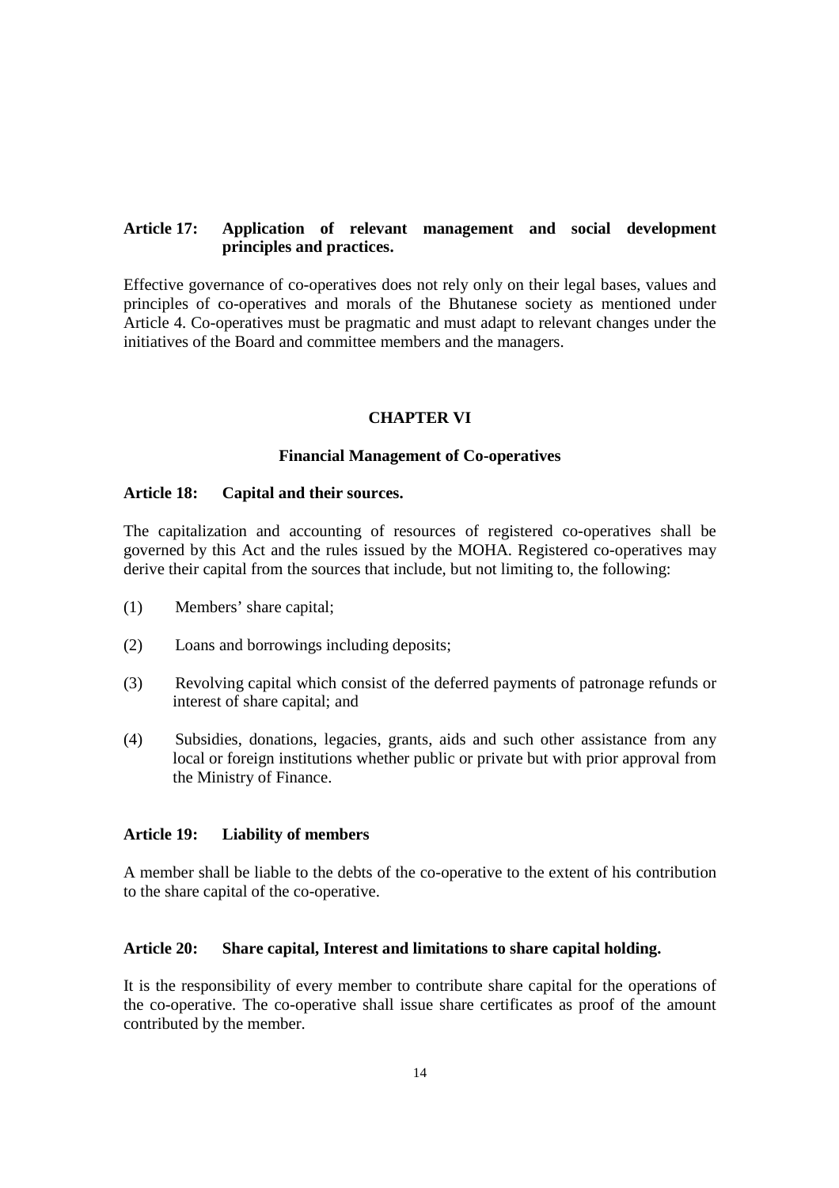**Article 17: Application of relevant management and social development principles and practices.**

Effective governance of co-operatives does not rely only on their legal bases, values and principles of co-operatives and morals of the Bhutanese society as mentioned under Article 4. Co-operatives must be pragmatic and must adapt to relevant changes under the initiatives of the Board and committee members and the managers.

## CHAPTER VI

### Financial Management of Co-operatives

**Article 18: Capital and their sources.**

The capitalization and accounting of resources of registered co-operatives shall be governed by this Act and the rules issued by the MOHA. Registered co-operatives may derive their capital from the sources that include, but not limiting to, the following:

(1) Members' share capital;

(2) Loans and borrowings including deposits;

(3) Revolving capital which consist of the deferred payments of patronage refunds or interest of share capital; and

(4) Subsidies, donations, legacies, grants, aids and such other assistance from any local or foreign institutions whether public or private but with prior approval from the Ministry of Finance.

**Article 19: Liability of members**

A member shall be liable to the debts of the co-operative to the extent of his contribution to the share capital of the co-operative.

**Article 20: Share capital, Interest and limitations to share capital holding.**

It is the responsibility of every member to contribute share capital for the operations of the co-operative. The co-operative shall issue share certificates as proof of the amount contributed by the member.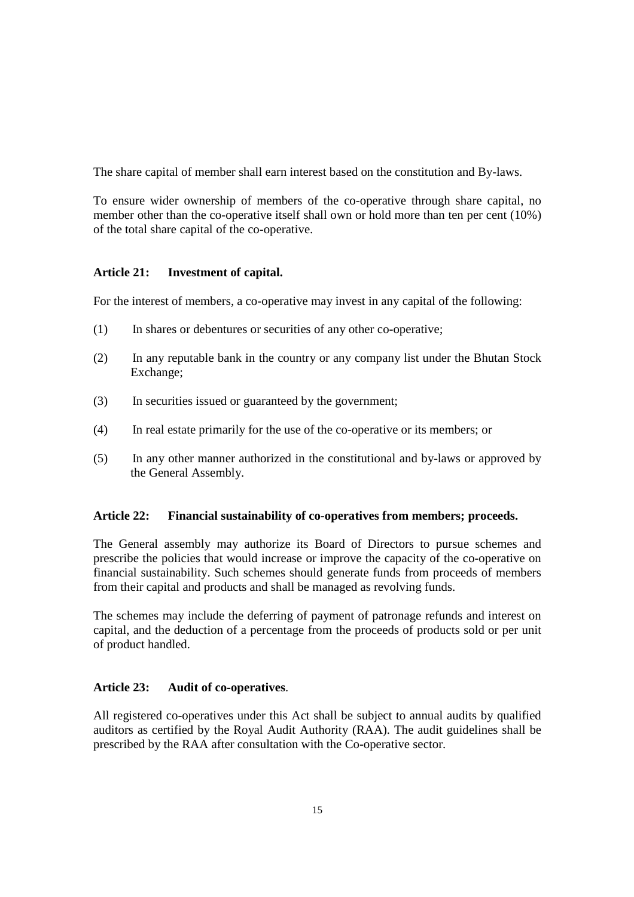The share capital of member shall earn interest based on the constitution and By-laws.

To ensure wider ownership of members of the co-operative through share capital, no member other than the co-operative itself shall own or hold more than ten per cent (10%) of the total share capital of the co-operative.

**Article 21: Investment of capital.**

For the interest of members, a co-operative may invest in any capital of the following:

(1) In shares or debentures or securities of any other co-operative;

(2) In any reputable bank in the country or any company list under the Bhutan Stock Exchange;

(3) In securities issued or guaranteed by the government;

(4) In real estate primarily for the use of the co-operative or its members; or

(5) In any other manner authorized in the constitutional and by-laws or approved by the General Assembly.

**Article 22: Financial sustainability of co-operatives from members; proceeds.**

The General assembly may authorize its Board of Directors to pursue schemes and prescribe the policies that would increase or improve the capacity of the co-operative on financial sustainability. Such schemes should generate funds from proceeds of members from their capital and products and shall be managed as revolving funds.

The schemes may include the deferring of payment of patronage refunds and interest on capital, and the deduction of a percentage from the proceeds of products sold or per unit of product handled.

**Article 23: Audit of co-operatives.**

All registered co-operatives under this Act shall be subject to annual audits by qualified auditors as certified by the Royal Audit Authority (RAA). The audit guidelines shall be prescribed by the RAA after consultation with the Co-operative sector.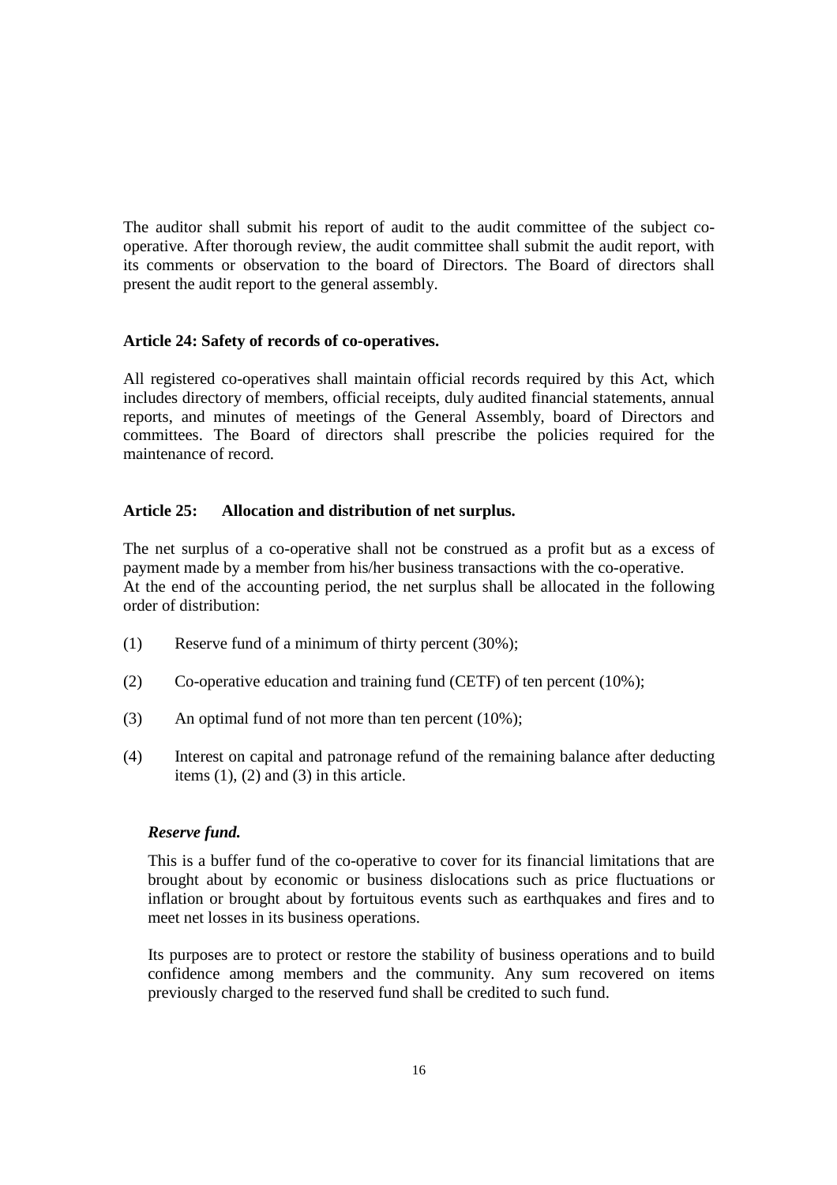The auditor shall submit his report of audit to the audit committee of the subject co-operative. After thorough review, the audit committee shall submit the audit report, with its comments or observation to the board of Directors. The Board of directors shall present the audit report to the general assembly.

**Article 24: Safety of records of co-operatives.**

All registered co-operatives shall maintain official records required by this Act, which includes directory of members, official receipts, duly audited financial statements, annual reports, and minutes of meetings of the General Assembly, board of Directors and committees. The Board of directors shall prescribe the policies required for the maintenance of record.

**Article 25: Allocation and distribution of net surplus.**

The net surplus of a co-operative shall not be construed as a profit but as a excess of payment made by a member from his/her business transactions with the co-operative.
At the end of the accounting period, the net surplus shall be allocated in the following order of distribution:

(1) Reserve fund of a minimum of thirty percent (30%);

(2) Co-operative education and training fund (CETF) of ten percent (10%);

(3) An optimal fund of not more than ten percent (10%);

(4) Interest on capital and patronage refund of the remaining balance after deducting items (1), (2) and (3) in this article.

***Reserve fund.***

This is a buffer fund of the co-operative to cover for its financial limitations that are brought about by economic or business dislocations such as price fluctuations or inflation or brought about by fortuitous events such as earthquakes and fires and to meet net losses in its business operations.

Its purposes are to protect or restore the stability of business operations and to build confidence among members and the community. Any sum recovered on items previously charged to the reserved fund shall be credited to such fund.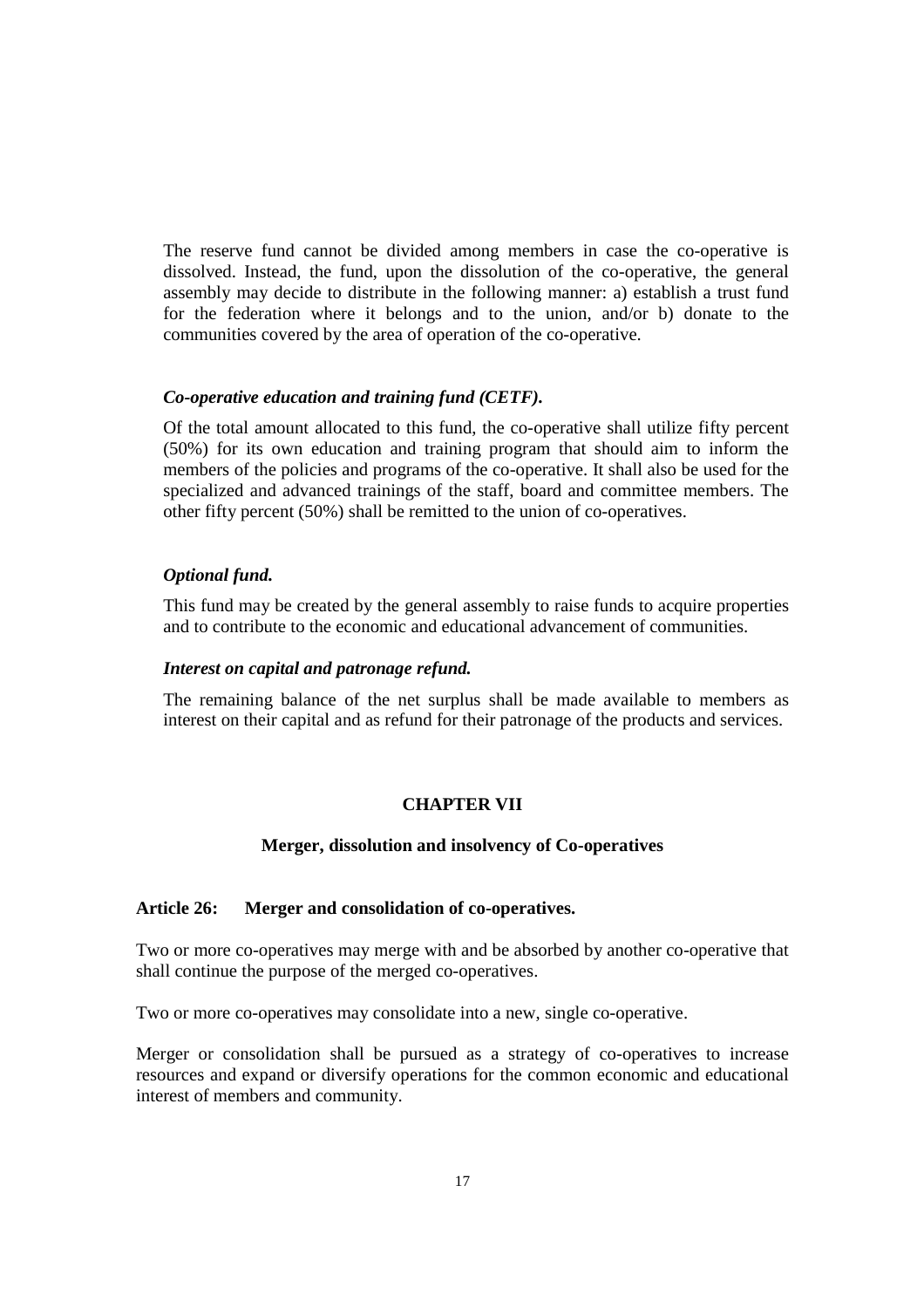The reserve fund cannot be divided among members in case the co-operative is dissolved. Instead, the fund, upon the dissolution of the co-operative, the general assembly may decide to distribute in the following manner: a) establish a trust fund for the federation where it belongs and to the union, and/or b) donate to the communities covered by the area of operation of the co-operative.

***Co-operative education and training fund (CETF).***

Of the total amount allocated to this fund, the co-operative shall utilize fifty percent (50%) for its own education and training program that should aim to inform the members of the policies and programs of the co-operative. It shall also be used for the specialized and advanced trainings of the staff, board and committee members. The other fifty percent (50%) shall be remitted to the union of co-operatives.

***Optional fund.***

This fund may be created by the general assembly to raise funds to acquire properties and to contribute to the economic and educational advancement of communities.

***Interest on capital and patronage refund.***

The remaining balance of the net surplus shall be made available to members as interest on their capital and as refund for their patronage of the products and services.

## CHAPTER VII

### Merger, dissolution and insolvency of Co-operatives

**Article 26: Merger and consolidation of co-operatives.**

Two or more co-operatives may merge with and be absorbed by another co-operative that shall continue the purpose of the merged co-operatives.

Two or more co-operatives may consolidate into a new, single co-operative.

Merger or consolidation shall be pursued as a strategy of co-operatives to increase resources and expand or diversify operations for the common economic and educational interest of members and community.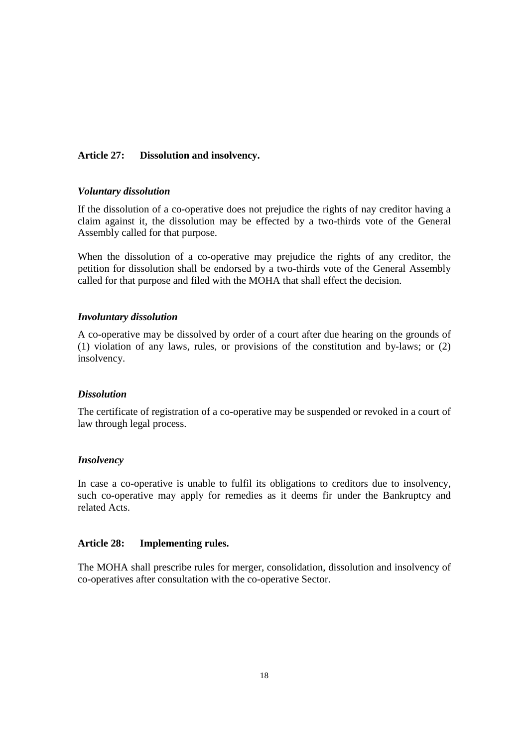**Article 27: Dissolution and insolvency.**

***Voluntary dissolution***

If the dissolution of a co-operative does not prejudice the rights of nay creditor having a claim against it, the dissolution may be effected by a two-thirds vote of the General Assembly called for that purpose.

When the dissolution of a co-operative may prejudice the rights of any creditor, the petition for dissolution shall be endorsed by a two-thirds vote of the General Assembly called for that purpose and filed with the MOHA that shall effect the decision.

***Involuntary dissolution***

A co-operative may be dissolved by order of a court after due hearing on the grounds of (1) violation of any laws, rules, or provisions of the constitution and by-laws; or (2) insolvency.

***Dissolution***

The certificate of registration of a co-operative may be suspended or revoked in a court of law through legal process.

***Insolvency***

In case a co-operative is unable to fulfil its obligations to creditors due to insolvency, such co-operative may apply for remedies as it deems fir under the Bankruptcy and related Acts.

**Article 28: Implementing rules.**

The MOHA shall prescribe rules for merger, consolidation, dissolution and insolvency of co-operatives after consultation with the co-operative Sector.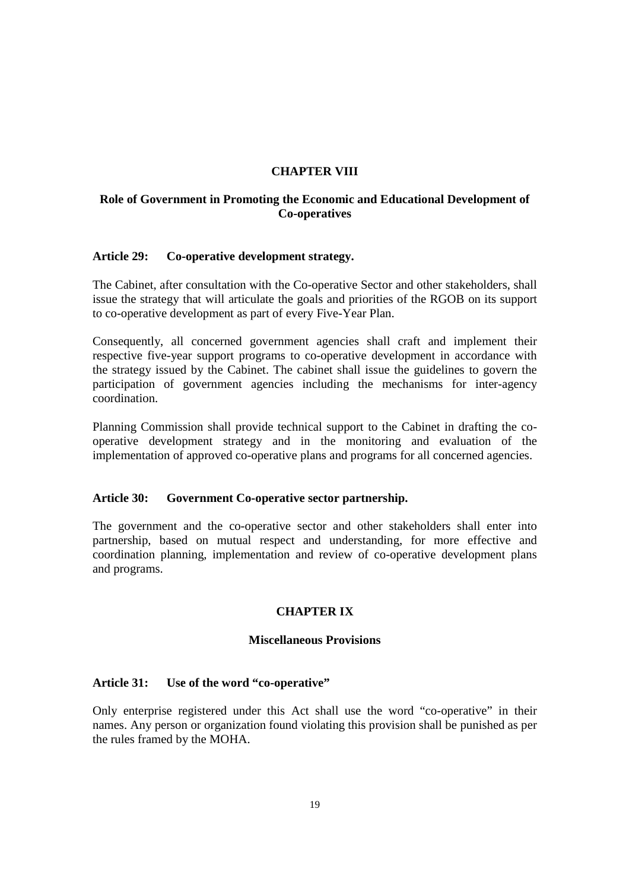## CHAPTER VIII

## Role of Government in Promoting the Economic and Educational Development of Co-operatives

### Article 29: Co-operative development strategy.

The Cabinet, after consultation with the Co-operative Sector and other stakeholders, shall issue the strategy that will articulate the goals and priorities of the RGOB on its support to co-operative development as part of every Five-Year Plan.

Consequently, all concerned government agencies shall craft and implement their respective five-year support programs to co-operative development in accordance with the strategy issued by the Cabinet. The cabinet shall issue the guidelines to govern the participation of government agencies including the mechanisms for inter-agency coordination.

Planning Commission shall provide technical support to the Cabinet in drafting the co-operative development strategy and in the monitoring and evaluation of the implementation of approved co-operative plans and programs for all concerned agencies.

### Article 30: Government Co-operative sector partnership.

The government and the co-operative sector and other stakeholders shall enter into partnership, based on mutual respect and understanding, for more effective and coordination planning, implementation and review of co-operative development plans and programs.

## CHAPTER IX

## Miscellaneous Provisions

### Article 31: Use of the word "co-operative"

Only enterprise registered under this Act shall use the word "co-operative" in their names. Any person or organization found violating this provision shall be punished as per the rules framed by the MOHA.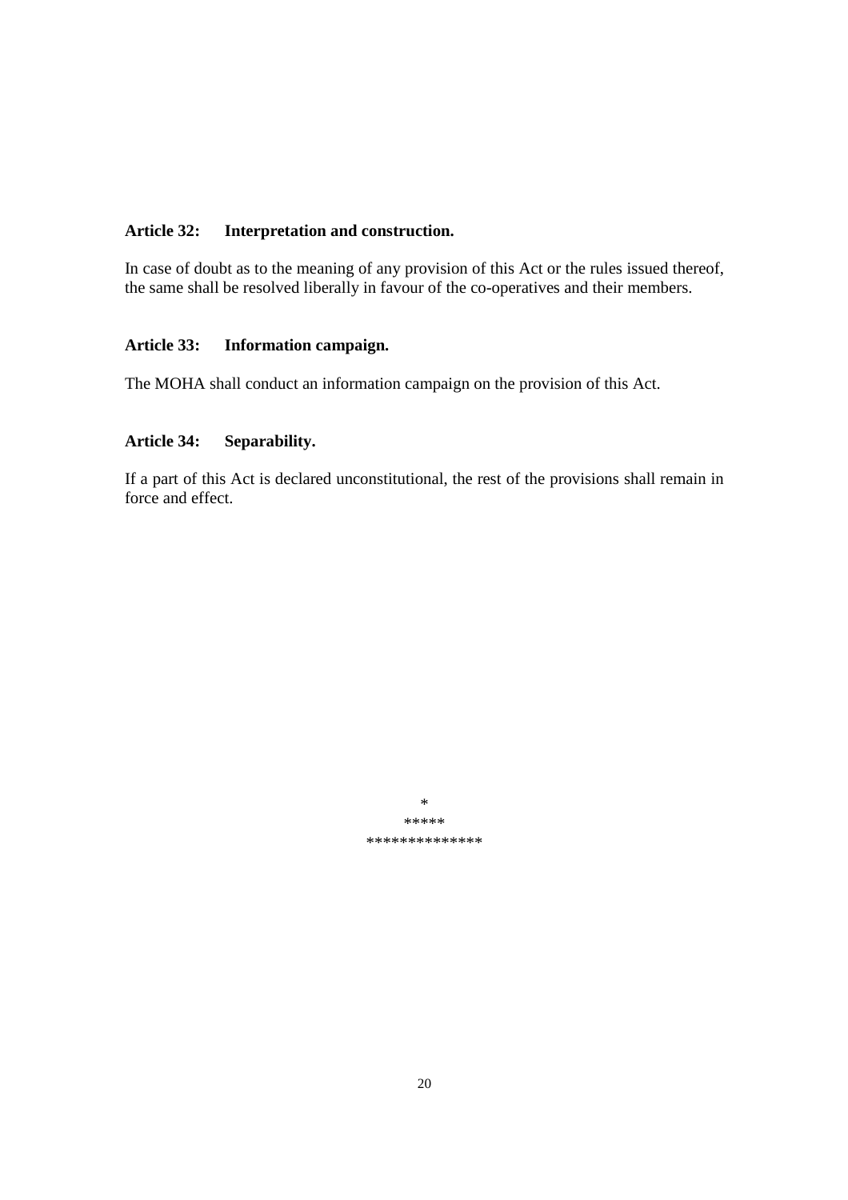**Article 32: Interpretation and construction.**

In case of doubt as to the meaning of any provision of this Act or the rules issued thereof, the same shall be resolved liberally in favour of the co-operatives and their members.

**Article 33: Information campaign.**

The MOHA shall conduct an information campaign on the provision of this Act.

**Article 34: Separability.**

If a part of this Act is declared unconstitutional, the rest of the provisions shall remain in force and effect.

*

*****

**************